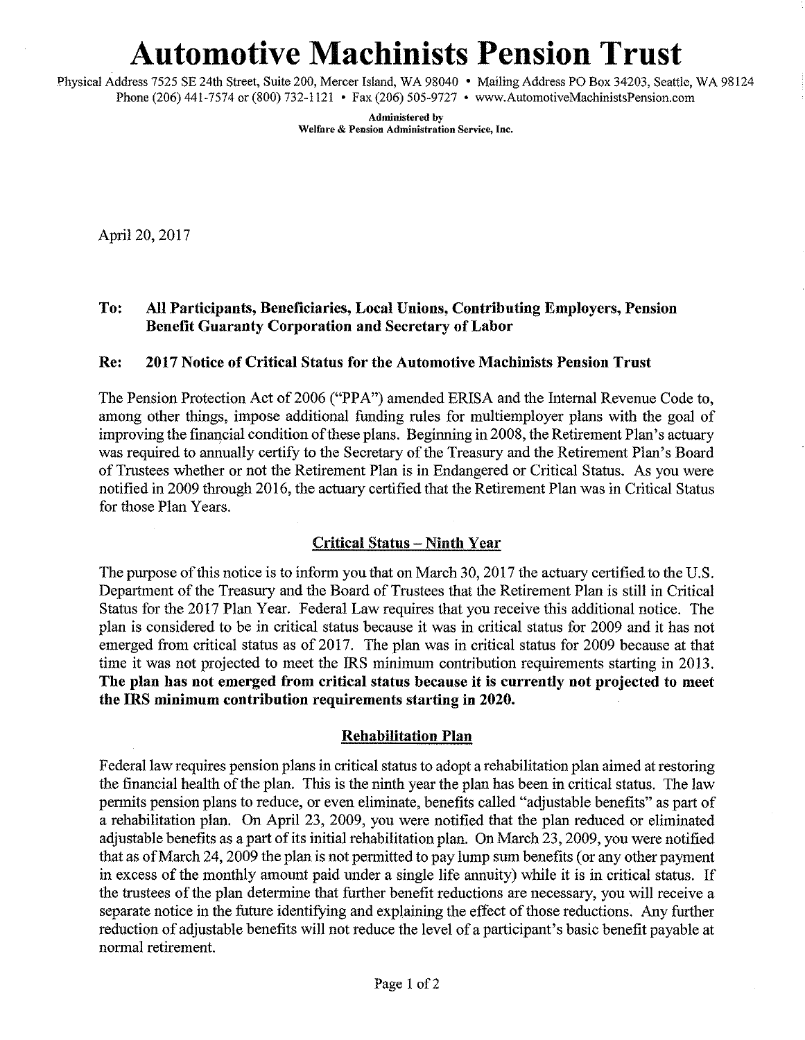# Automotive Machinists Pension Trust

Physical Address 7525 SE 24th Street, Suite 200, Mercer Island, WA 98040 • Mailing Address PO Box 34203, Seattle, WA 98124
Phone (206) 441-7574 or (800) 732-1121 • Fax (206) 505-9727 • www.AutomotiveMachinistsPension.com

**Administered by**
**Welfare & Pension Administration Service, Inc.**

April 20, 2017

**To: All Participants, Beneficiaries, Local Unions, Contributing Employers, Pension Benefit Guaranty Corporation and Secretary of Labor**

**Re: 2017 Notice of Critical Status for the Automotive Machinists Pension Trust**

The Pension Protection Act of 2006 ("PPA") amended ERISA and the Internal Revenue Code to, among other things, impose additional funding rules for multiemployer plans with the goal of improving the financial condition of these plans. Beginning in 2008, the Retirement Plan's actuary was required to annually certify to the Secretary of the Treasury and the Retirement Plan's Board of Trustees whether or not the Retirement Plan is in Endangered or Critical Status. As you were notified in 2009 through 2016, the actuary certified that the Retirement Plan was in Critical Status for those Plan Years.

## Critical Status – Ninth Year

The purpose of this notice is to inform you that on March 30, 2017 the actuary certified to the U.S. Department of the Treasury and the Board of Trustees that the Retirement Plan is still in Critical Status for the 2017 Plan Year. Federal Law requires that you receive this additional notice. The plan is considered to be in critical status because it was in critical status for 2009 and it has not emerged from critical status as of 2017. The plan was in critical status for 2009 because at that time it was not projected to meet the IRS minimum contribution requirements starting in 2013. **The plan has not emerged from critical status because it is currently not projected to meet the IRS minimum contribution requirements starting in 2020.**

## Rehabilitation Plan

Federal law requires pension plans in critical status to adopt a rehabilitation plan aimed at restoring the financial health of the plan. This is the ninth year the plan has been in critical status. The law permits pension plans to reduce, or even eliminate, benefits called "adjustable benefits" as part of a rehabilitation plan. On April 23, 2009, you were notified that the plan reduced or eliminated adjustable benefits as a part of its initial rehabilitation plan. On March 23, 2009, you were notified that as of March 24, 2009 the plan is not permitted to pay lump sum benefits (or any other payment in excess of the monthly amount paid under a single life annuity) while it is in critical status. If the trustees of the plan determine that further benefit reductions are necessary, you will receive a separate notice in the future identifying and explaining the effect of those reductions. Any further reduction of adjustable benefits will not reduce the level of a participant's basic benefit payable at normal retirement.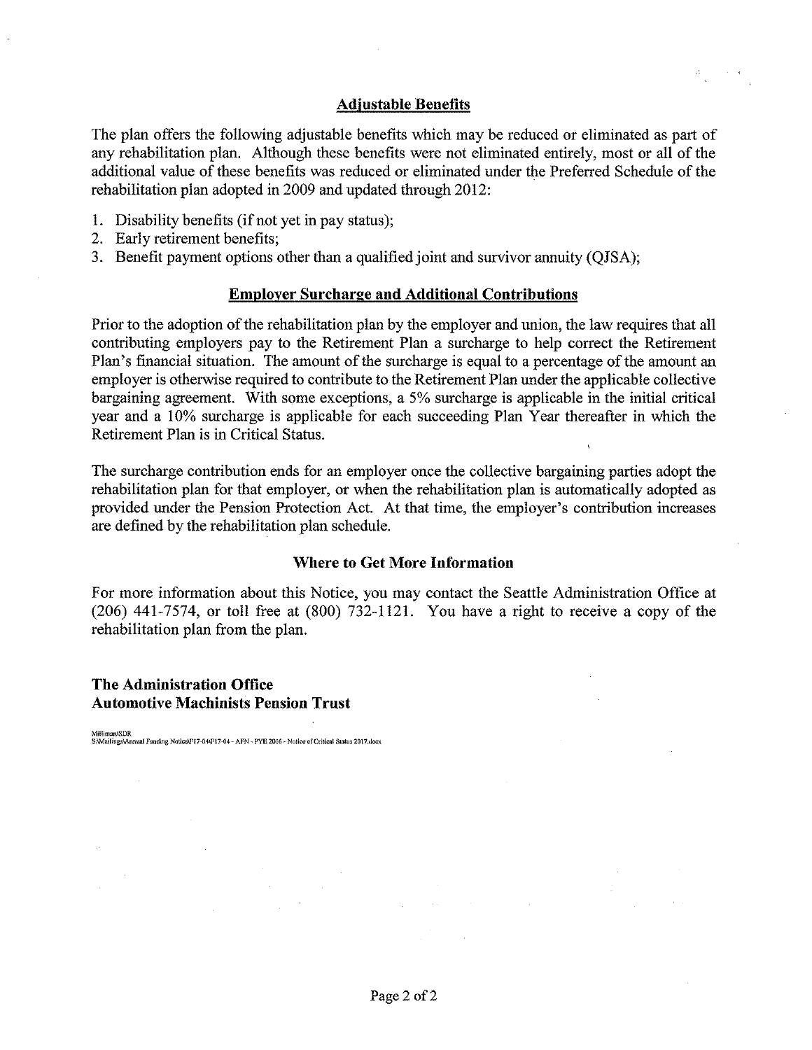## Adjustable Benefits

The plan offers the following adjustable benefits which may be reduced or eliminated as part of any rehabilitation plan. Although these benefits were not eliminated entirely, most or all of the additional value of these benefits was reduced or eliminated under the Preferred Schedule of the rehabilitation plan adopted in 2009 and updated through 2012:

1. Disability benefits (if not yet in pay status);
2. Early retirement benefits;
3. Benefit payment options other than a qualified joint and survivor annuity (QJSA);

## Employer Surcharge and Additional Contributions

Prior to the adoption of the rehabilitation plan by the employer and union, the law requires that all contributing employers pay to the Retirement Plan a surcharge to help correct the Retirement Plan's financial situation. The amount of the surcharge is equal to a percentage of the amount an employer is otherwise required to contribute to the Retirement Plan under the applicable collective bargaining agreement. With some exceptions, a 5% surcharge is applicable in the initial critical year and a 10% surcharge is applicable for each succeeding Plan Year thereafter in which the Retirement Plan is in Critical Status.

The surcharge contribution ends for an employer once the collective bargaining parties adopt the rehabilitation plan for that employer, or when the rehabilitation plan is automatically adopted as provided under the Pension Protection Act. At that time, the employer's contribution increases are defined by the rehabilitation plan schedule.

## Where to Get More Information

For more information about this Notice, you may contact the Seattle Administration Office at (206) 441-7574, or toll free at (800) 732-1121. You have a right to receive a copy of the rehabilitation plan from the plan.

**The Administration Office**
**Automotive Machinists Pension Trust**

Milliman/SDR
S:\Mailings\Annual Funding Notice\F17-04\F17-04 - AFN - PYE 2016 - Notice of Critical Status 2017.docx